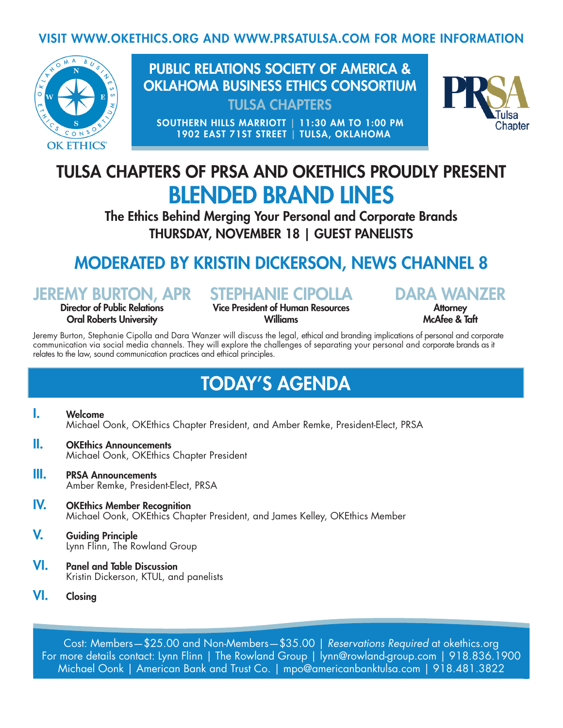VISIT WWW.OKETHICS.ORG AND WWW.PRSATULSA.COM FOR MORE INFORMATION

OK ETHICS

**PUBLIC RELATIONS SOCIETY OF AMERICA & OKLAHOMA BUSINESS ETHICS CONSORTIUM**

**TULSA CHAPTERS**

SOUTHERN HILLS MARRIOTT | 11:30 AM TO 1:00 PM
1902 EAST 71ST STREET | TULSA, OKLAHOMA

PRSA Tulsa Chapter

## TULSA CHAPTERS OF PRSA AND OKETHICS PROUDLY PRESENT

# BLENDED BRAND LINES

**The Ethics Behind Merging Your Personal and Corporate Brands**

**THURSDAY, NOVEMBER 18 | GUEST PANELISTS**

## MODERATED BY KRISTIN DICKERSON, NEWS CHANNEL 8

### JEREMY BURTON, APR
**Director of Public Relations**
**Oral Roberts University**

### STEPHANIE CIPOLLA
**Vice President of Human Resources**
**Williams**

### DARA WANZER
**Attorney**
**McAfee & Taft**

Jeremy Burton, Stephanie Cipolla and Dara Wanzer will discuss the legal, ethical and branding implications of personal and corporate communication via social media channels. They will explore the challenges of separating your personal and corporate brands as it relates to the law, sound communication practices and ethical principles.

## TODAY'S AGENDA

**I. Welcome**
Michael Oonk, OKEthics Chapter President, and Amber Remke, President-Elect, PRSA

**II. OKEthics Announcements**
Michael Oonk, OKEthics Chapter President

**III. PRSA Announcements**
Amber Remke, President-Elect, PRSA

**IV. OKEthics Member Recognition**
Michael Oonk, OKEthics Chapter President, and James Kelley, OKEthics Member

**V. Guiding Principle**
Lynn Flinn, The Rowland Group

**VI. Panel and Table Discussion**
Kristin Dickerson, KTUL, and panelists

**VI. Closing**

Cost: Members—$25.00 and Non-Members—$35.00 | *Reservations Required* at okethics.org
For more details contact: Lynn Flinn | The Rowland Group | lynn@rowland-group.com | 918.836.1900
Michael Oonk | American Bank and Trust Co. | mpo@americanbanktulsa.com | 918.481.3822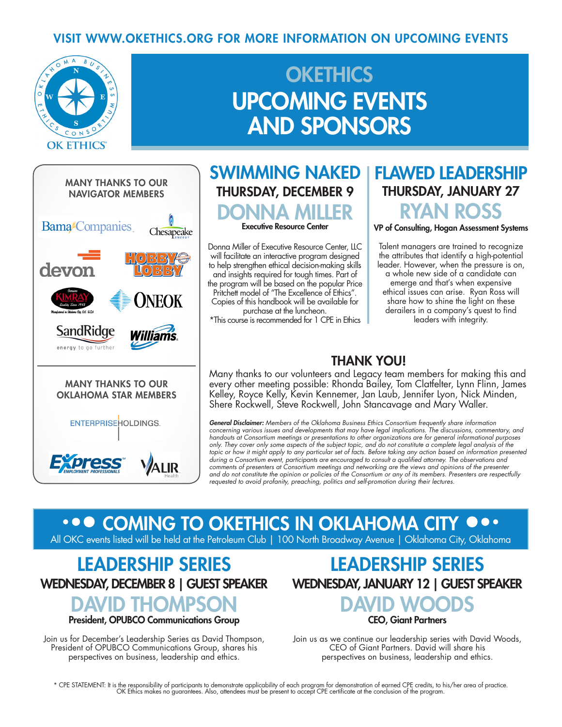VISIT WWW.OKETHICS.ORG FOR MORE INFORMATION ON UPCOMING EVENTS

OK ETHICS

# OKETHICS UPCOMING EVENTS AND SPONSORS

MANY THANKS TO OUR NAVIGATOR MEMBERS

Bama Companies, Chesapeake Energy, devon, Hobby Lobby, Kimray, ONEOK, SandRidge energy to go further, Williams

MANY THANKS TO OUR OKLAHOMA STAR MEMBERS

ENTERPRISE HOLDINGS, Express Employment Professionals, Valir Health

## SWIMMING NAKED

### THURSDAY, DECEMBER 9

### DONNA MILLER

**Executive Resource Center**

Donna Miller of Executive Resource Center, LLC will facilitate an interactive program designed to help strengthen ethical decision-making skills and insights required for tough times. Part of the program will be based on the popular Price Pritchett model of "The Excellence of Ethics". Copies of this handbook will be available for purchase at the luncheon.
*This course is recommended for 1 CPE in Ethics

## FLAWED LEADERSHIP

### THURSDAY, JANUARY 27

### RYAN ROSS

**VP of Consulting, Hogan Assessment Systems**

Talent managers are trained to recognize the attributes that identify a high-potential leader. However, when the pressure is on, a whole new side of a candidate can emerge and that's when expensive ethical issues can arise. Ryan Ross will share how to shine the light on these derailers in a company's quest to find leaders with integrity.

## THANK YOU!

Many thanks to our volunteers and Legacy team members for making this and every other meeting possible: Rhonda Bailey, Tom Clatfelter, Lynn Flinn, James Kelley, Royce Kelly, Kevin Kennemer, Jan Laub, Jennifer Lyon, Nick Minden, Shere Rockwell, Steve Rockwell, John Stancavage and Mary Waller.

***General Disclaimer:** Members of the Oklahoma Business Ethics Consortium frequently share information concerning various issues and developments that may have legal implications. The discussions, commentary, and handouts at Consortium meetings or presentations to other organizations are for general informational purposes only. They cover only some aspects of the subject topic, and do not constitute a complete legal analysis of the topic or how it might apply to any particular set of facts. Before taking any action based on information presented during a Consortium event, participants are encouraged to consult a qualified attorney. The observations and comments of presenters at Consortium meetings and networking are the views and opinions of the presenter and do not constitute the opinion or policies of the Consortium or any of its members. Presenters are respectfully requested to avoid profanity, preaching, politics and self-promotion during their lectures.*

# ••● COMING TO OKETHICS IN OKLAHOMA CITY ●••

All OKC events listed will be held at the Petroleum Club | 100 North Broadway Avenue | Oklahoma City, Oklahoma

## LEADERSHIP SERIES

### WEDNESDAY, DECEMBER 8 | GUEST SPEAKER

### DAVID THOMPSON

**President, OPUBCO Communications Group**

Join us for December's Leadership Series as David Thompson, President of OPUBCO Communications Group, shares his perspectives on business, leadership and ethics.

## LEADERSHIP SERIES

### WEDNESDAY, JANUARY 12 | GUEST SPEAKER

### DAVID WOODS

**CEO, Giant Partners**

Join us as we continue our leadership series with David Woods, CEO of Giant Partners. David will share his perspectives on business, leadership and ethics.

* CPE STATEMENT: It is the responsibility of participants to demonstrate applicability of each program for demonstration of earned CPE credits, to his/her area of practice. OK Ethics makes no guarantees. Also, attendees must be present to accept CPE certificate at the conclusion of the program.